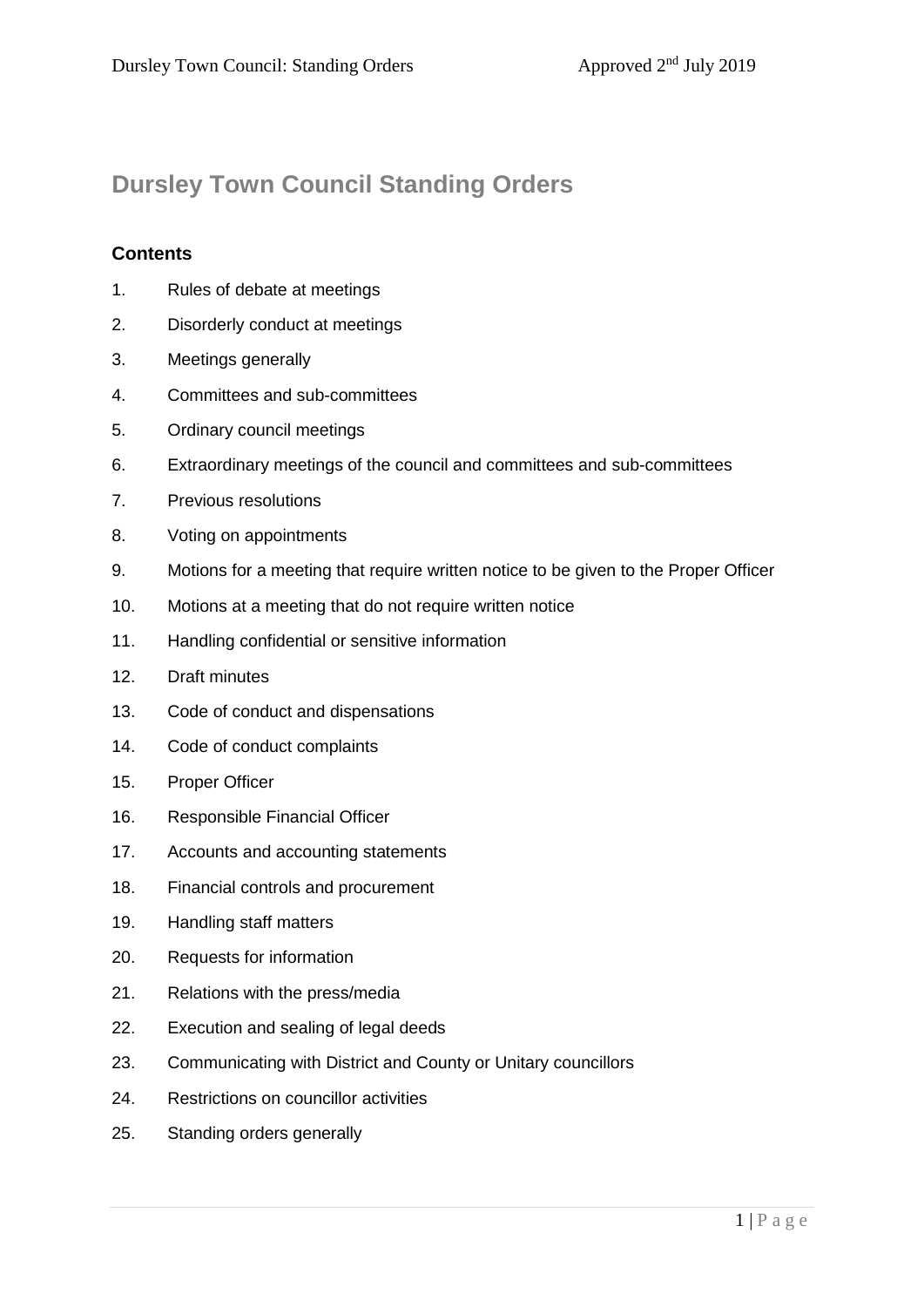# Dursley Town Council Standing Orders

## Contents

1. Rules of debate at meetings
2. Disorderly conduct at meetings
3. Meetings generally
4. Committees and sub-committees
5. Ordinary council meetings
6. Extraordinary meetings of the council and committees and sub-committees
7. Previous resolutions
8. Voting on appointments
9. Motions for a meeting that require written notice to be given to the Proper Officer
10. Motions at a meeting that do not require written notice
11. Handling confidential or sensitive information
12. Draft minutes
13. Code of conduct and dispensations
14. Code of conduct complaints
15. Proper Officer
16. Responsible Financial Officer
17. Accounts and accounting statements
18. Financial controls and procurement
19. Handling staff matters
20. Requests for information
21. Relations with the press/media
22. Execution and sealing of legal deeds
23. Communicating with District and County or Unitary councillors
24. Restrictions on councillor activities
25. Standing orders generally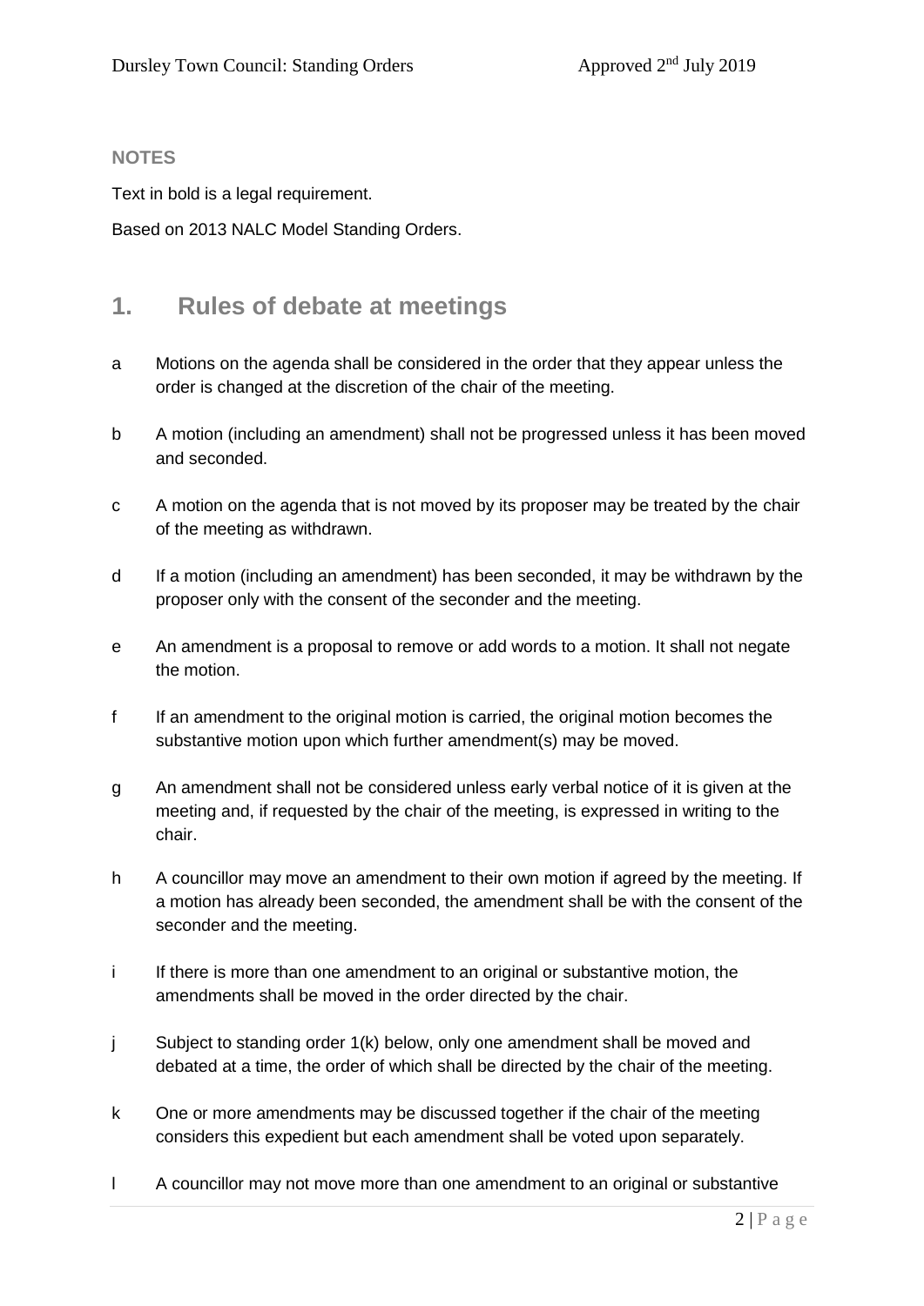**NOTES**

Text in bold is a legal requirement.

Based on 2013 NALC Model Standing Orders.

## 1. Rules of debate at meetings

a Motions on the agenda shall be considered in the order that they appear unless the order is changed at the discretion of the chair of the meeting.

b A motion (including an amendment) shall not be progressed unless it has been moved and seconded.

c A motion on the agenda that is not moved by its proposer may be treated by the chair of the meeting as withdrawn.

d If a motion (including an amendment) has been seconded, it may be withdrawn by the proposer only with the consent of the seconder and the meeting.

e An amendment is a proposal to remove or add words to a motion. It shall not negate the motion.

f If an amendment to the original motion is carried, the original motion becomes the substantive motion upon which further amendment(s) may be moved.

g An amendment shall not be considered unless early verbal notice of it is given at the meeting and, if requested by the chair of the meeting, is expressed in writing to the chair.

h A councillor may move an amendment to their own motion if agreed by the meeting. If a motion has already been seconded, the amendment shall be with the consent of the seconder and the meeting.

i If there is more than one amendment to an original or substantive motion, the amendments shall be moved in the order directed by the chair.

j Subject to standing order 1(k) below, only one amendment shall be moved and debated at a time, the order of which shall be directed by the chair of the meeting.

k One or more amendments may be discussed together if the chair of the meeting considers this expedient but each amendment shall be voted upon separately.

l A councillor may not move more than one amendment to an original or substantive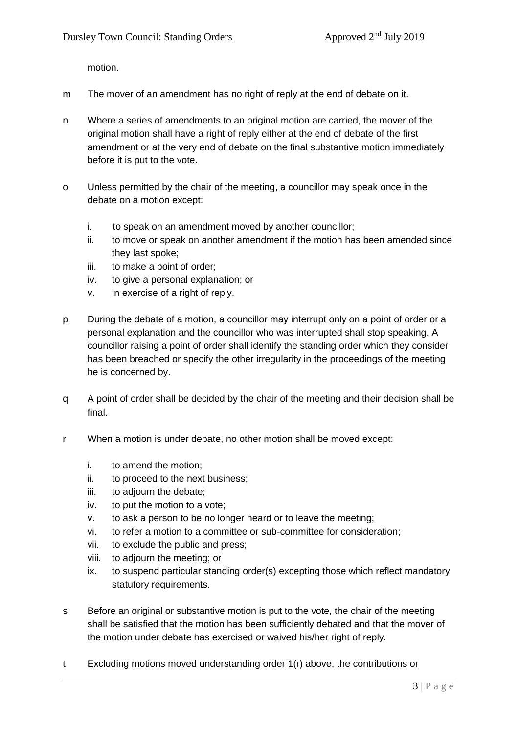motion.

m The mover of an amendment has no right of reply at the end of debate on it.

n Where a series of amendments to an original motion are carried, the mover of the original motion shall have a right of reply either at the end of debate of the first amendment or at the very end of debate on the final substantive motion immediately before it is put to the vote.

o Unless permitted by the chair of the meeting, a councillor may speak once in the debate on a motion except:

   i. to speak on an amendment moved by another councillor;
   ii. to move or speak on another amendment if the motion has been amended since they last spoke;
   iii. to make a point of order;
   iv. to give a personal explanation; or
   v. in exercise of a right of reply.

p During the debate of a motion, a councillor may interrupt only on a point of order or a personal explanation and the councillor who was interrupted shall stop speaking. A councillor raising a point of order shall identify the standing order which they consider has been breached or specify the other irregularity in the proceedings of the meeting he is concerned by.

q A point of order shall be decided by the chair of the meeting and their decision shall be final.

r When a motion is under debate, no other motion shall be moved except:

   i. to amend the motion;
   ii. to proceed to the next business;
   iii. to adjourn the debate;
   iv. to put the motion to a vote;
   v. to ask a person to be no longer heard or to leave the meeting;
   vi. to refer a motion to a committee or sub-committee for consideration;
   vii. to exclude the public and press;
   viii. to adjourn the meeting; or
   ix. to suspend particular standing order(s) excepting those which reflect mandatory statutory requirements.

s Before an original or substantive motion is put to the vote, the chair of the meeting shall be satisfied that the motion has been sufficiently debated and that the mover of the motion under debate has exercised or waived his/her right of reply.

t Excluding motions moved understanding order 1(r) above, the contributions or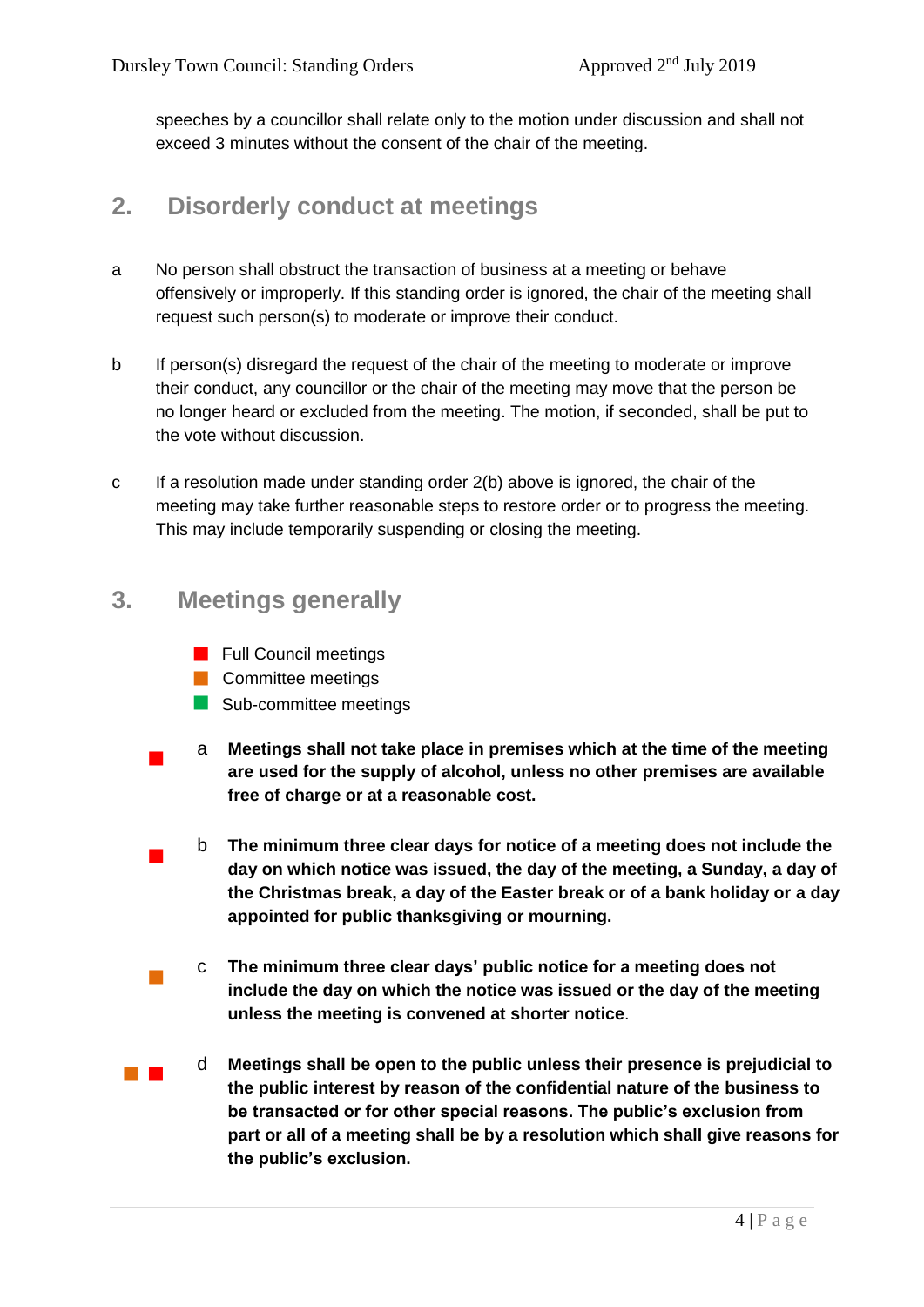speeches by a councillor shall relate only to the motion under discussion and shall not exceed 3 minutes without the consent of the chair of the meeting.

## 2. Disorderly conduct at meetings

a No person shall obstruct the transaction of business at a meeting or behave offensively or improperly. If this standing order is ignored, the chair of the meeting shall request such person(s) to moderate or improve their conduct.

b If person(s) disregard the request of the chair of the meeting to moderate or improve their conduct, any councillor or the chair of the meeting may move that the person be no longer heard or excluded from the meeting. The motion, if seconded, shall be put to the vote without discussion.

c If a resolution made under standing order 2(b) above is ignored, the chair of the meeting may take further reasonable steps to restore order or to progress the meeting. This may include temporarily suspending or closing the meeting.

## 3. Meetings generally

- Full Council meetings
- Committee meetings
- Sub-committee meetings

a **Meetings shall not take place in premises which at the time of the meeting are used for the supply of alcohol, unless no other premises are available free of charge or at a reasonable cost.**

b **The minimum three clear days for notice of a meeting does not include the day on which notice was issued, the day of the meeting, a Sunday, a day of the Christmas break, a day of the Easter break or of a bank holiday or a day appointed for public thanksgiving or mourning.**

c **The minimum three clear days' public notice for a meeting does not include the day on which the notice was issued or the day of the meeting unless the meeting is convened at shorter notice**.

d **Meetings shall be open to the public unless their presence is prejudicial to the public interest by reason of the confidential nature of the business to be transacted or for other special reasons. The public's exclusion from part or all of a meeting shall be by a resolution which shall give reasons for the public's exclusion.**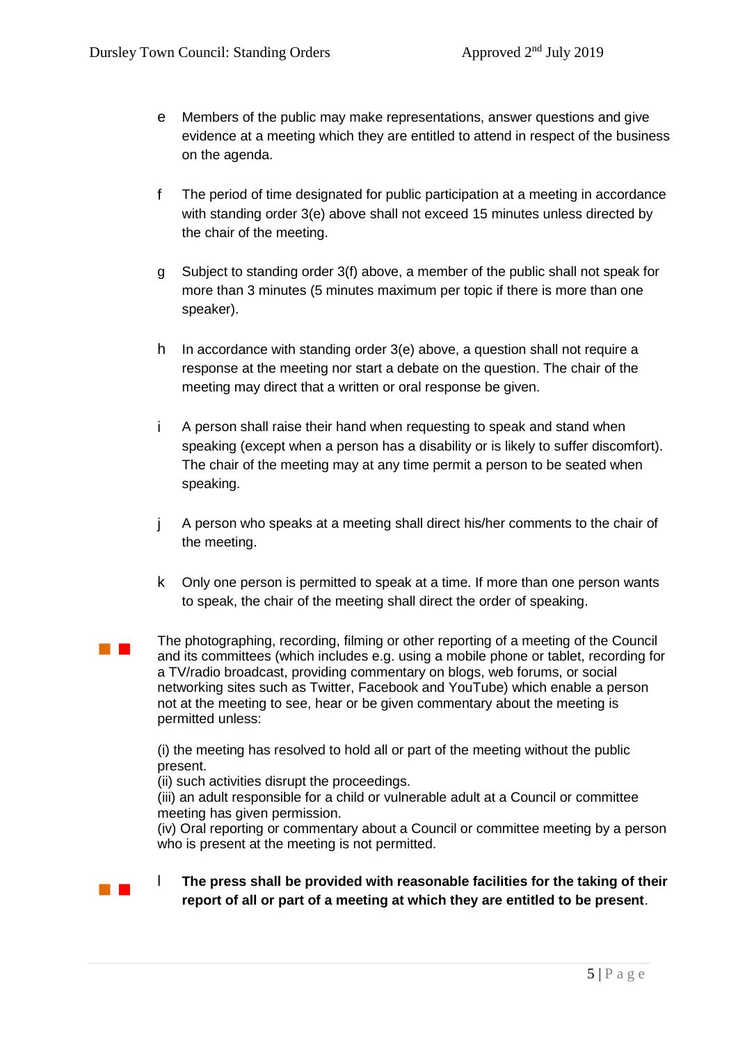e Members of the public may make representations, answer questions and give evidence at a meeting which they are entitled to attend in respect of the business on the agenda.

f The period of time designated for public participation at a meeting in accordance with standing order 3(e) above shall not exceed 15 minutes unless directed by the chair of the meeting.

g Subject to standing order 3(f) above, a member of the public shall not speak for more than 3 minutes (5 minutes maximum per topic if there is more than one speaker).

h In accordance with standing order 3(e) above, a question shall not require a response at the meeting nor start a debate on the question. The chair of the meeting may direct that a written or oral response be given.

i A person shall raise their hand when requesting to speak and stand when speaking (except when a person has a disability or is likely to suffer discomfort). The chair of the meeting may at any time permit a person to be seated when speaking.

j A person who speaks at a meeting shall direct his/her comments to the chair of the meeting.

k Only one person is permitted to speak at a time. If more than one person wants to speak, the chair of the meeting shall direct the order of speaking.

The photographing, recording, filming or other reporting of a meeting of the Council and its committees (which includes e.g. using a mobile phone or tablet, recording for a TV/radio broadcast, providing commentary on blogs, web forums, or social networking sites such as Twitter, Facebook and YouTube) which enable a person not at the meeting to see, hear or be given commentary about the meeting is permitted unless:

(i) the meeting has resolved to hold all or part of the meeting without the public present.
(ii) such activities disrupt the proceedings.
(iii) an adult responsible for a child or vulnerable adult at a Council or committee meeting has given permission.
(iv) Oral reporting or commentary about a Council or committee meeting by a person who is present at the meeting is not permitted.

l **The press shall be provided with reasonable facilities for the taking of their report of all or part of a meeting at which they are entitled to be present**.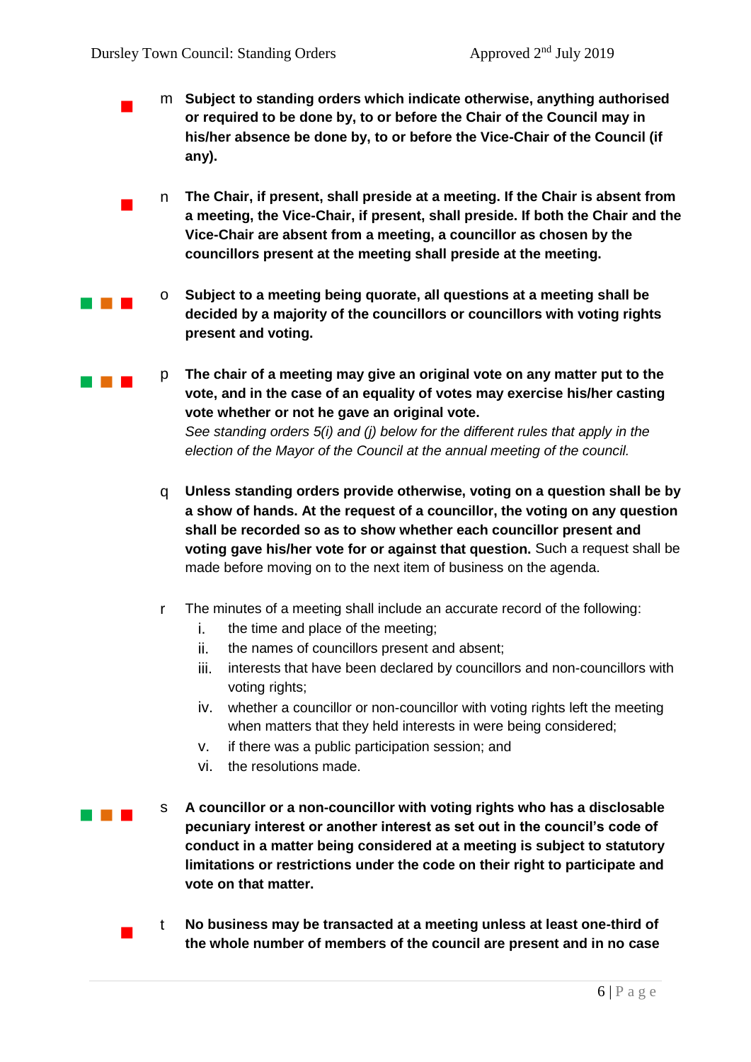m **Subject to standing orders which indicate otherwise, anything authorised or required to be done by, to or before the Chair of the Council may in his/her absence be done by, to or before the Vice-Chair of the Council (if any).**

n **The Chair, if present, shall preside at a meeting. If the Chair is absent from a meeting, the Vice-Chair, if present, shall preside. If both the Chair and the Vice-Chair are absent from a meeting, a councillor as chosen by the councillors present at the meeting shall preside at the meeting.**

o **Subject to a meeting being quorate, all questions at a meeting shall be decided by a majority of the councillors or councillors with voting rights present and voting.**

p **The chair of a meeting may give an original vote on any matter put to the vote, and in the case of an equality of votes may exercise his/her casting vote whether or not he gave an original vote.**
*See standing orders 5(i) and (j) below for the different rules that apply in the election of the Mayor of the Council at the annual meeting of the council.*

q **Unless standing orders provide otherwise, voting on a question shall be by a show of hands. At the request of a councillor, the voting on any question shall be recorded so as to show whether each councillor present and voting gave his/her vote for or against that question.** Such a request shall be made before moving on to the next item of business on the agenda.

r The minutes of a meeting shall include an accurate record of the following:

i. the time and place of the meeting;
ii. the names of councillors present and absent;
iii. interests that have been declared by councillors and non-councillors with voting rights;
iv. whether a councillor or non-councillor with voting rights left the meeting when matters that they held interests in were being considered;
v. if there was a public participation session; and
vi. the resolutions made.

s **A councillor or a non-councillor with voting rights who has a disclosable pecuniary interest or another interest as set out in the council's code of conduct in a matter being considered at a meeting is subject to statutory limitations or restrictions under the code on their right to participate and vote on that matter.**

t **No business may be transacted at a meeting unless at least one-third of the whole number of members of the council are present and in no case**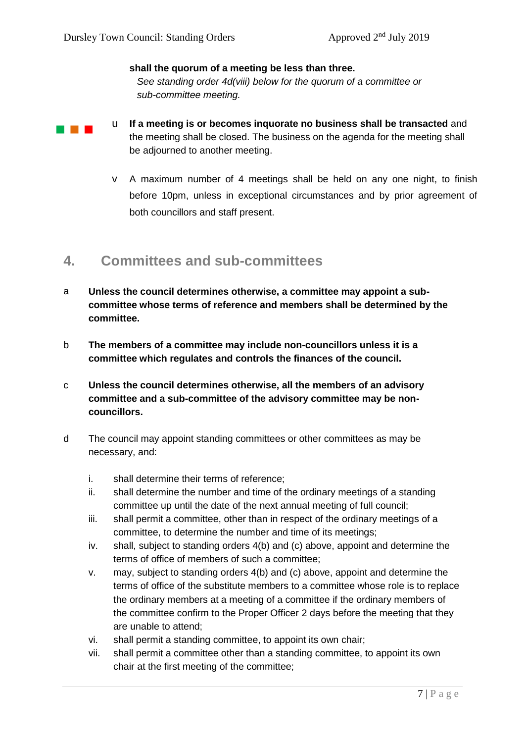**shall the quorum of a meeting be less than three.**

*See standing order 4d(viii) below for the quorum of a committee or sub-committee meeting.*

u **If a meeting is or becomes inquorate no business shall be transacted** and the meeting shall be closed. The business on the agenda for the meeting shall be adjourned to another meeting.

v A maximum number of 4 meetings shall be held on any one night, to finish before 10pm, unless in exceptional circumstances and by prior agreement of both councillors and staff present.

## 4. Committees and sub-committees

a **Unless the council determines otherwise, a committee may appoint a sub-committee whose terms of reference and members shall be determined by the committee.**

b **The members of a committee may include non-councillors unless it is a committee which regulates and controls the finances of the council.**

c **Unless the council determines otherwise, all the members of an advisory committee and a sub-committee of the advisory committee may be non-councillors.**

d The council may appoint standing committees or other committees as may be necessary, and:

i. shall determine their terms of reference;
ii. shall determine the number and time of the ordinary meetings of a standing committee up until the date of the next annual meeting of full council;
iii. shall permit a committee, other than in respect of the ordinary meetings of a committee, to determine the number and time of its meetings;
iv. shall, subject to standing orders 4(b) and (c) above, appoint and determine the terms of office of members of such a committee;
v. may, subject to standing orders 4(b) and (c) above, appoint and determine the terms of office of the substitute members to a committee whose role is to replace the ordinary members at a meeting of a committee if the ordinary members of the committee confirm to the Proper Officer 2 days before the meeting that they are unable to attend;
vi. shall permit a standing committee, to appoint its own chair;
vii. shall permit a committee other than a standing committee, to appoint its own chair at the first meeting of the committee;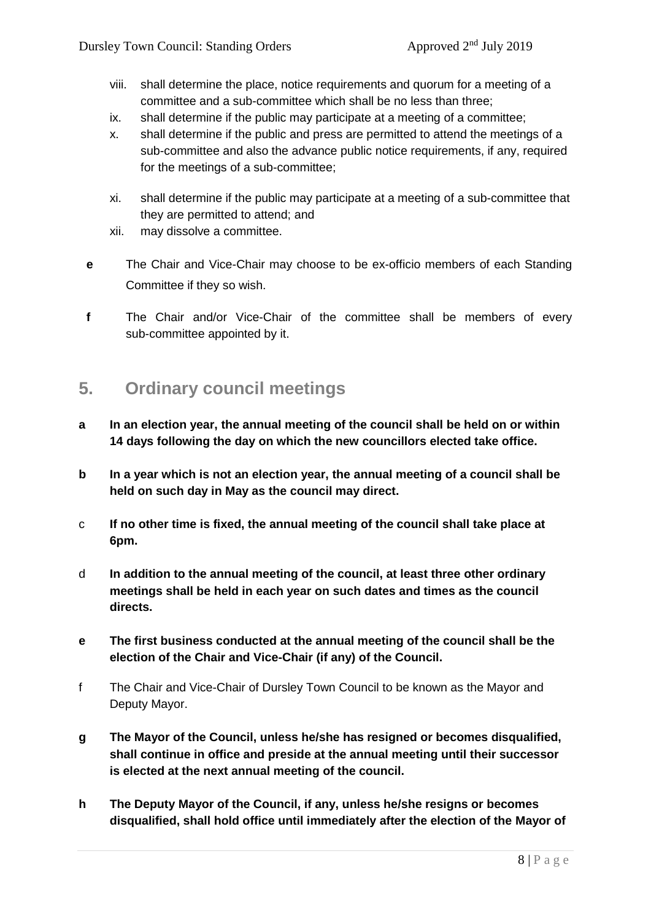viii. shall determine the place, notice requirements and quorum for a meeting of a committee and a sub-committee which shall be no less than three;

ix. shall determine if the public may participate at a meeting of a committee;

x. shall determine if the public and press are permitted to attend the meetings of a sub-committee and also the advance public notice requirements, if any, required for the meetings of a sub-committee;

xi. shall determine if the public may participate at a meeting of a sub-committee that they are permitted to attend; and

xii. may dissolve a committee.

**e** The Chair and Vice-Chair may choose to be ex-officio members of each Standing Committee if they so wish.

**f** The Chair and/or Vice-Chair of the committee shall be members of every sub-committee appointed by it.

## 5. Ordinary council meetings

**a** **In an election year, the annual meeting of the council shall be held on or within 14 days following the day on which the new councillors elected take office.**

**b** **In a year which is not an election year, the annual meeting of a council shall be held on such day in May as the council may direct.**

c **If no other time is fixed, the annual meeting of the council shall take place at 6pm.**

d **In addition to the annual meeting of the council, at least three other ordinary meetings shall be held in each year on such dates and times as the council directs.**

**e** **The first business conducted at the annual meeting of the council shall be the election of the Chair and Vice-Chair (if any) of the Council.**

f The Chair and Vice-Chair of Dursley Town Council to be known as the Mayor and Deputy Mayor.

**g** **The Mayor of the Council, unless he/she has resigned or becomes disqualified, shall continue in office and preside at the annual meeting until their successor is elected at the next annual meeting of the council.**

**h** **The Deputy Mayor of the Council, if any, unless he/she resigns or becomes disqualified, shall hold office until immediately after the election of the Mayor of**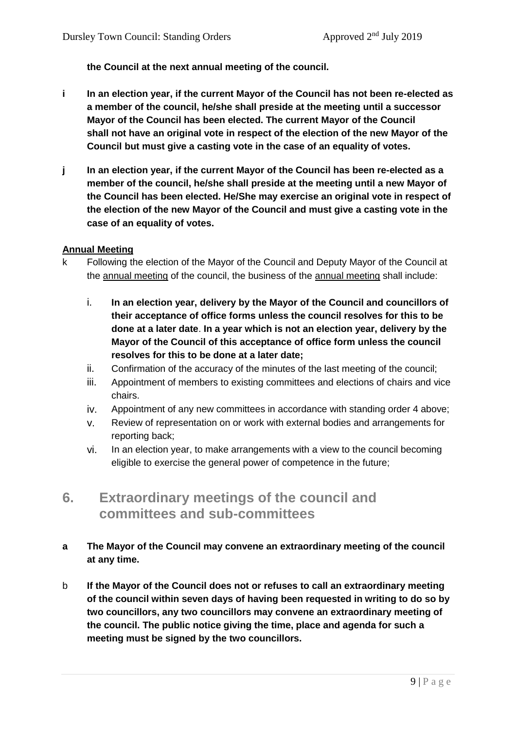**the Council at the next annual meeting of the council.**

**i In an election year, if the current Mayor of the Council has not been re-elected as a member of the council, he/she shall preside at the meeting until a successor Mayor of the Council has been elected. The current Mayor of the Council shall not have an original vote in respect of the election of the new Mayor of the Council but must give a casting vote in the case of an equality of votes.**

**j In an election year, if the current Mayor of the Council has been re-elected as a member of the council, he/she shall preside at the meeting until a new Mayor of the Council has been elected. He/She may exercise an original vote in respect of the election of the new Mayor of the Council and must give a casting vote in the case of an equality of votes.**

**Annual Meeting**

k Following the election of the Mayor of the Council and Deputy Mayor of the Council at the annual meeting of the council, the business of the annual meeting shall include:

i. **In an election year, delivery by the Mayor of the Council and councillors of their acceptance of office forms unless the council resolves for this to be done at a later date**. **In a year which is not an election year, delivery by the Mayor of the Council of this acceptance of office form unless the council resolves for this to be done at a later date;**
ii. Confirmation of the accuracy of the minutes of the last meeting of the council;
iii. Appointment of members to existing committees and elections of chairs and vice chairs.
iv. Appointment of any new committees in accordance with standing order 4 above;
v. Review of representation on or work with external bodies and arrangements for reporting back;
vi. In an election year, to make arrangements with a view to the council becoming eligible to exercise the general power of competence in the future;

## 6. Extraordinary meetings of the council and committees and sub-committees

**a The Mayor of the Council may convene an extraordinary meeting of the council at any time.**

b **If the Mayor of the Council does not or refuses to call an extraordinary meeting of the council within seven days of having been requested in writing to do so by two councillors, any two councillors may convene an extraordinary meeting of the council. The public notice giving the time, place and agenda for such a meeting must be signed by the two councillors.**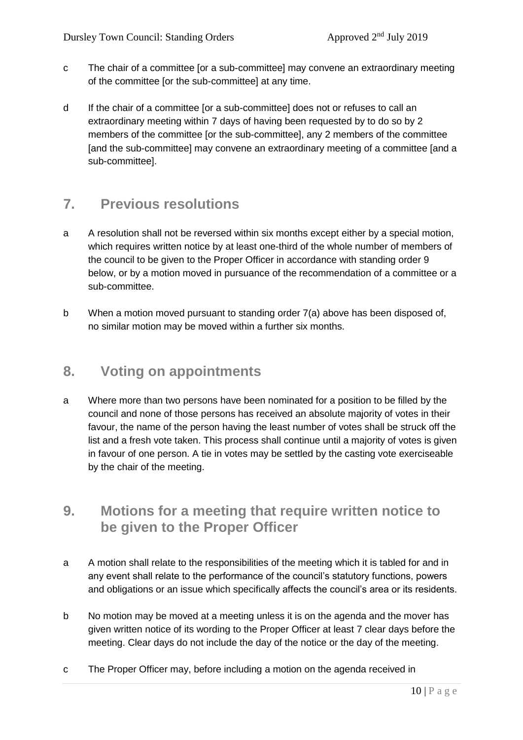c The chair of a committee [or a sub-committee] may convene an extraordinary meeting of the committee [or the sub-committee] at any time.

d If the chair of a committee [or a sub-committee] does not or refuses to call an extraordinary meeting within 7 days of having been requested by to do so by 2 members of the committee [or the sub-committee], any 2 members of the committee [and the sub-committee] may convene an extraordinary meeting of a committee [and a sub-committee].

## 7. Previous resolutions

a A resolution shall not be reversed within six months except either by a special motion, which requires written notice by at least one-third of the whole number of members of the council to be given to the Proper Officer in accordance with standing order 9 below, or by a motion moved in pursuance of the recommendation of a committee or a sub-committee.

b When a motion moved pursuant to standing order 7(a) above has been disposed of, no similar motion may be moved within a further six months.

## 8. Voting on appointments

a Where more than two persons have been nominated for a position to be filled by the council and none of those persons has received an absolute majority of votes in their favour, the name of the person having the least number of votes shall be struck off the list and a fresh vote taken. This process shall continue until a majority of votes is given in favour of one person. A tie in votes may be settled by the casting vote exerciseable by the chair of the meeting.

## 9. Motions for a meeting that require written notice to be given to the Proper Officer

a A motion shall relate to the responsibilities of the meeting which it is tabled for and in any event shall relate to the performance of the council's statutory functions, powers and obligations or an issue which specifically affects the council's area or its residents.

b No motion may be moved at a meeting unless it is on the agenda and the mover has given written notice of its wording to the Proper Officer at least 7 clear days before the meeting. Clear days do not include the day of the notice or the day of the meeting.

c The Proper Officer may, before including a motion on the agenda received in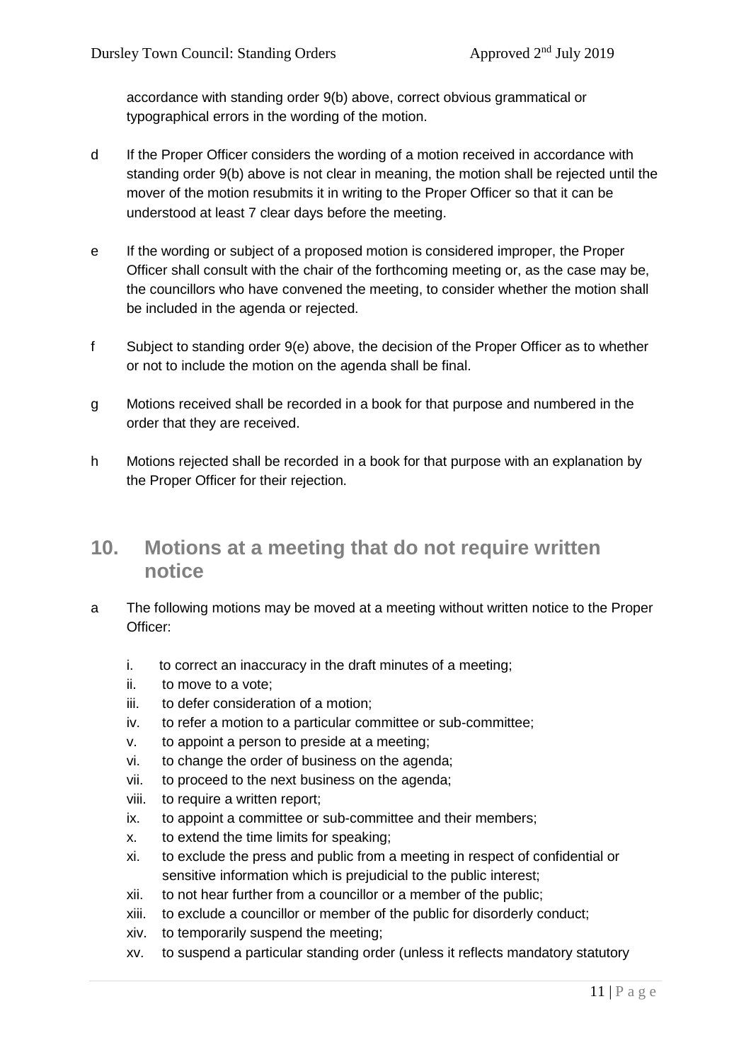accordance with standing order 9(b) above, correct obvious grammatical or typographical errors in the wording of the motion.

d If the Proper Officer considers the wording of a motion received in accordance with standing order 9(b) above is not clear in meaning, the motion shall be rejected until the mover of the motion resubmits it in writing to the Proper Officer so that it can be understood at least 7 clear days before the meeting.

e If the wording or subject of a proposed motion is considered improper, the Proper Officer shall consult with the chair of the forthcoming meeting or, as the case may be, the councillors who have convened the meeting, to consider whether the motion shall be included in the agenda or rejected.

f Subject to standing order 9(e) above, the decision of the Proper Officer as to whether or not to include the motion on the agenda shall be final.

g Motions received shall be recorded in a book for that purpose and numbered in the order that they are received.

h Motions rejected shall be recorded in a book for that purpose with an explanation by the Proper Officer for their rejection.

## 10. Motions at a meeting that do not require written notice

a The following motions may be moved at a meeting without written notice to the Proper Officer:

i. to correct an inaccuracy in the draft minutes of a meeting;
ii. to move to a vote;
iii. to defer consideration of a motion;
iv. to refer a motion to a particular committee or sub-committee;
v. to appoint a person to preside at a meeting;
vi. to change the order of business on the agenda;
vii. to proceed to the next business on the agenda;
viii. to require a written report;
ix. to appoint a committee or sub-committee and their members;
x. to extend the time limits for speaking;
xi. to exclude the press and public from a meeting in respect of confidential or sensitive information which is prejudicial to the public interest;
xii. to not hear further from a councillor or a member of the public;
xiii. to exclude a councillor or member of the public for disorderly conduct;
xiv. to temporarily suspend the meeting;
xv. to suspend a particular standing order (unless it reflects mandatory statutory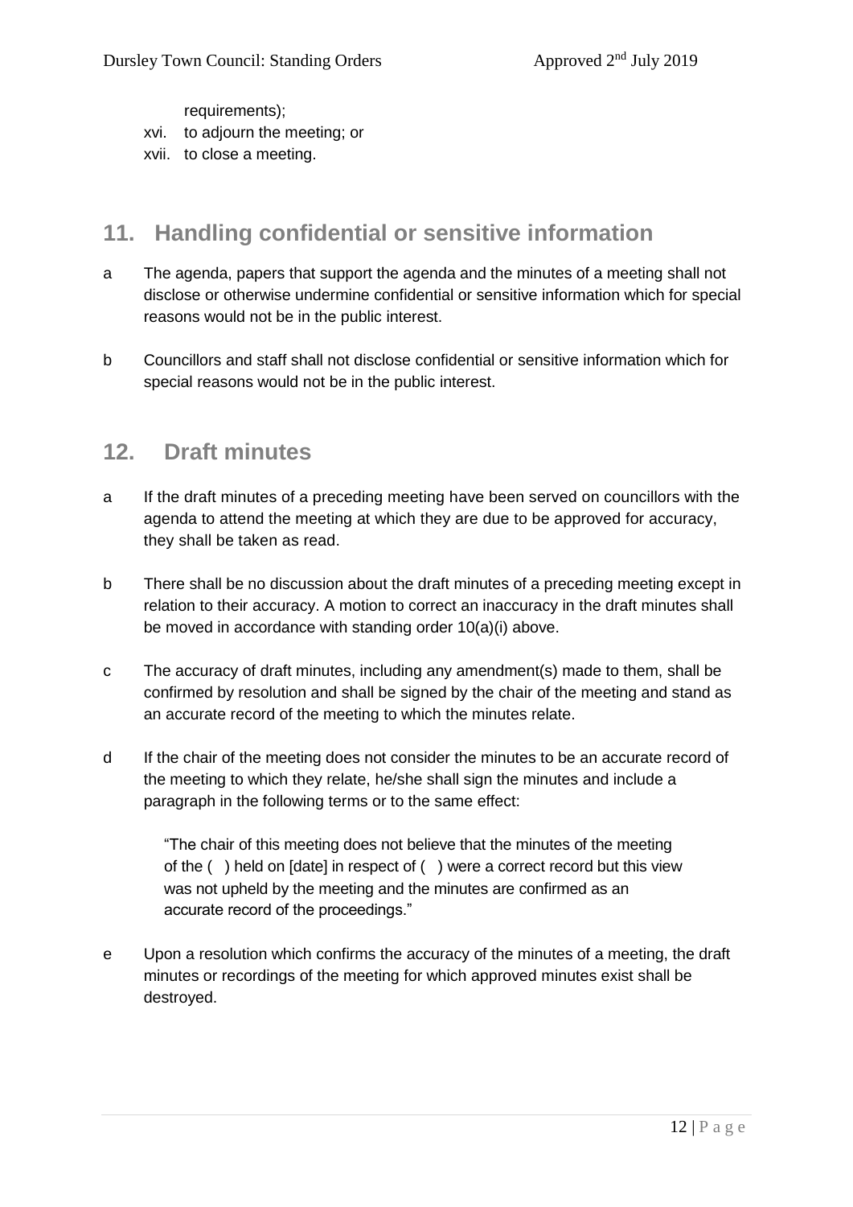requirements);

xvi. to adjourn the meeting; or

xvii. to close a meeting.

## 11. Handling confidential or sensitive information

a The agenda, papers that support the agenda and the minutes of a meeting shall not disclose or otherwise undermine confidential or sensitive information which for special reasons would not be in the public interest.

b Councillors and staff shall not disclose confidential or sensitive information which for special reasons would not be in the public interest.

## 12. Draft minutes

a If the draft minutes of a preceding meeting have been served on councillors with the agenda to attend the meeting at which they are due to be approved for accuracy, they shall be taken as read.

b There shall be no discussion about the draft minutes of a preceding meeting except in relation to their accuracy. A motion to correct an inaccuracy in the draft minutes shall be moved in accordance with standing order 10(a)(i) above.

c The accuracy of draft minutes, including any amendment(s) made to them, shall be confirmed by resolution and shall be signed by the chair of the meeting and stand as an accurate record of the meeting to which the minutes relate.

d If the chair of the meeting does not consider the minutes to be an accurate record of the meeting to which they relate, he/she shall sign the minutes and include a paragraph in the following terms or to the same effect:

> "The chair of this meeting does not believe that the minutes of the meeting of the ( ) held on [date] in respect of ( ) were a correct record but this view was not upheld by the meeting and the minutes are confirmed as an accurate record of the proceedings."

e Upon a resolution which confirms the accuracy of the minutes of a meeting, the draft minutes or recordings of the meeting for which approved minutes exist shall be destroyed.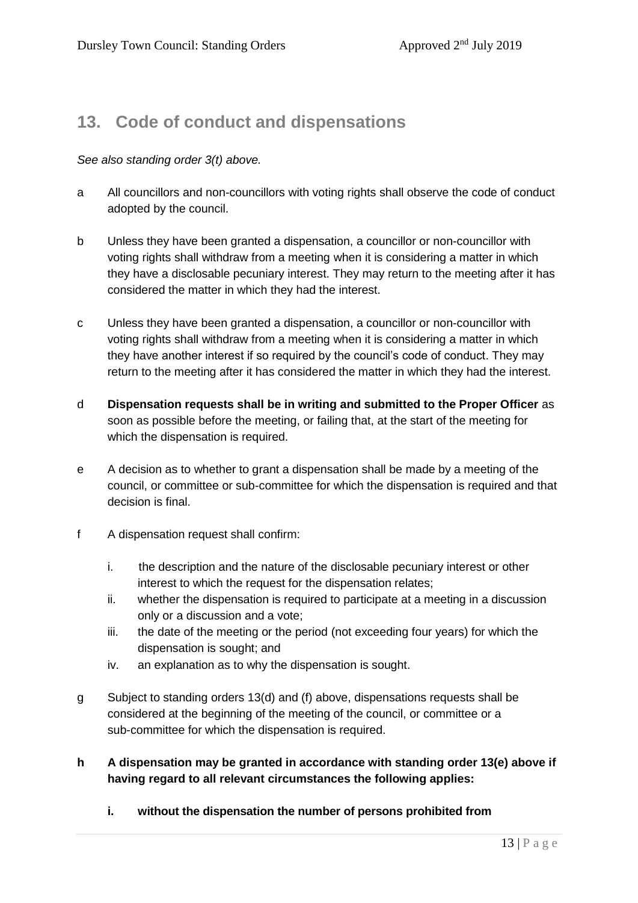## 13. Code of conduct and dispensations

*See also standing order 3(t) above.*

a All councillors and non-councillors with voting rights shall observe the code of conduct adopted by the council.

b Unless they have been granted a dispensation, a councillor or non-councillor with voting rights shall withdraw from a meeting when it is considering a matter in which they have a disclosable pecuniary interest. They may return to the meeting after it has considered the matter in which they had the interest.

c Unless they have been granted a dispensation, a councillor or non-councillor with voting rights shall withdraw from a meeting when it is considering a matter in which they have another interest if so required by the council's code of conduct. They may return to the meeting after it has considered the matter in which they had the interest.

d **Dispensation requests shall be in writing and submitted to the Proper Officer** as soon as possible before the meeting, or failing that, at the start of the meeting for which the dispensation is required.

e A decision as to whether to grant a dispensation shall be made by a meeting of the council, or committee or sub-committee for which the dispensation is required and that decision is final.

f A dispensation request shall confirm:

   i. the description and the nature of the disclosable pecuniary interest or other interest to which the request for the dispensation relates;
   ii. whether the dispensation is required to participate at a meeting in a discussion only or a discussion and a vote;
   iii. the date of the meeting or the period (not exceeding four years) for which the dispensation is sought; and
   iv. an explanation as to why the dispensation is sought.

g Subject to standing orders 13(d) and (f) above, dispensations requests shall be considered at the beginning of the meeting of the council, or committee or a sub-committee for which the dispensation is required.

**h A dispensation may be granted in accordance with standing order 13(e) above if having regard to all relevant circumstances the following applies:**

   **i. without the dispensation the number of persons prohibited from**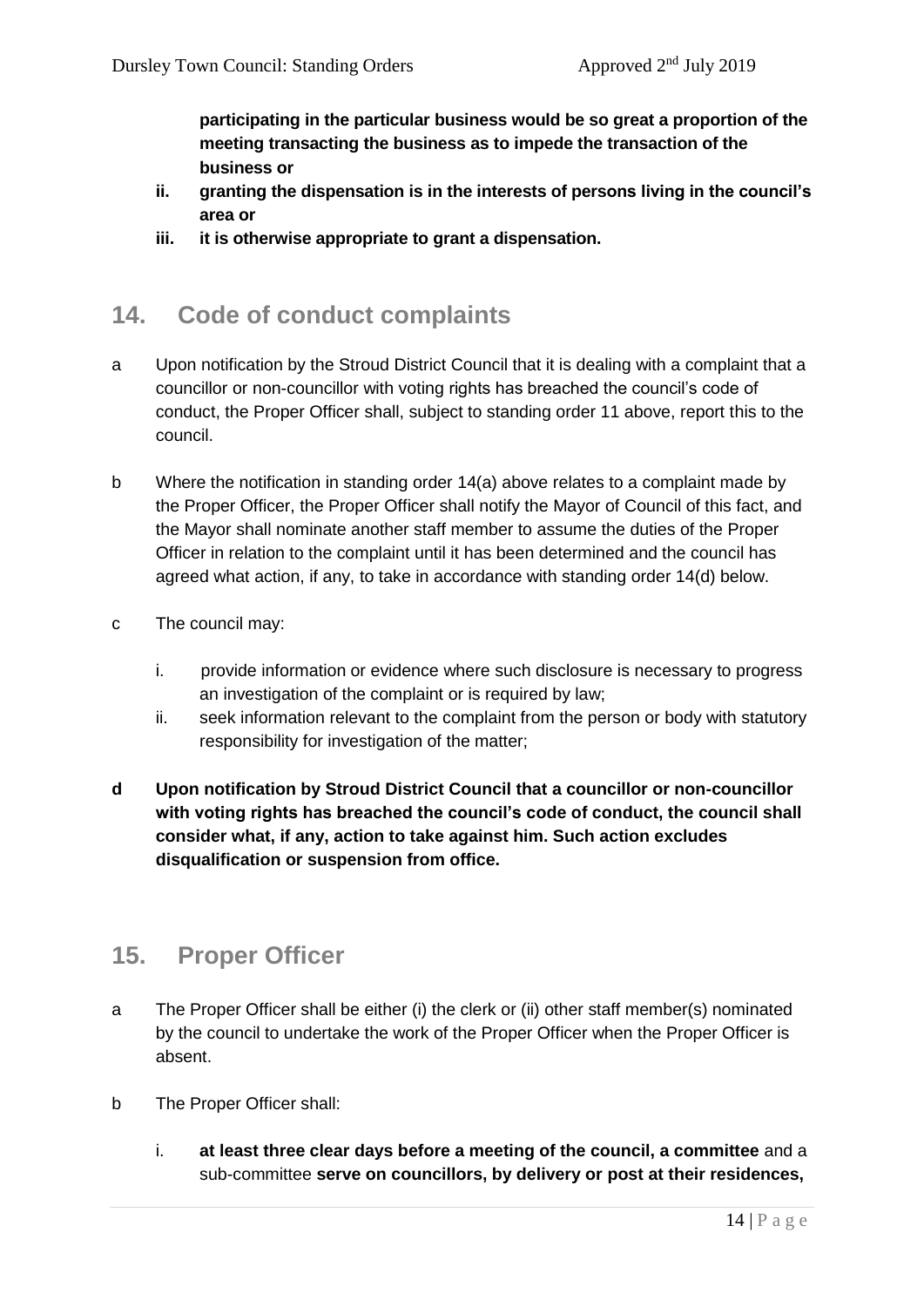**participating in the particular business would be so great a proportion of the meeting transacting the business as to impede the transaction of the business or**

- **ii. granting the dispensation is in the interests of persons living in the council's area or**
- **iii. it is otherwise appropriate to grant a dispensation.**

## 14. Code of conduct complaints

a Upon notification by the Stroud District Council that it is dealing with a complaint that a councillor or non-councillor with voting rights has breached the council's code of conduct, the Proper Officer shall, subject to standing order 11 above, report this to the council.

b Where the notification in standing order 14(a) above relates to a complaint made by the Proper Officer, the Proper Officer shall notify the Mayor of Council of this fact, and the Mayor shall nominate another staff member to assume the duties of the Proper Officer in relation to the complaint until it has been determined and the council has agreed what action, if any, to take in accordance with standing order 14(d) below.

c The council may:

- i. provide information or evidence where such disclosure is necessary to progress an investigation of the complaint or is required by law;
- ii. seek information relevant to the complaint from the person or body with statutory responsibility for investigation of the matter;

**d Upon notification by Stroud District Council that a councillor or non-councillor with voting rights has breached the council's code of conduct, the council shall consider what, if any, action to take against him. Such action excludes disqualification or suspension from office.**

## 15. Proper Officer

a The Proper Officer shall be either (i) the clerk or (ii) other staff member(s) nominated by the council to undertake the work of the Proper Officer when the Proper Officer is absent.

b The Proper Officer shall:

- i. **at least three clear days before a meeting of the council, a committee** and a sub-committee **serve on councillors, by delivery or post at their residences,**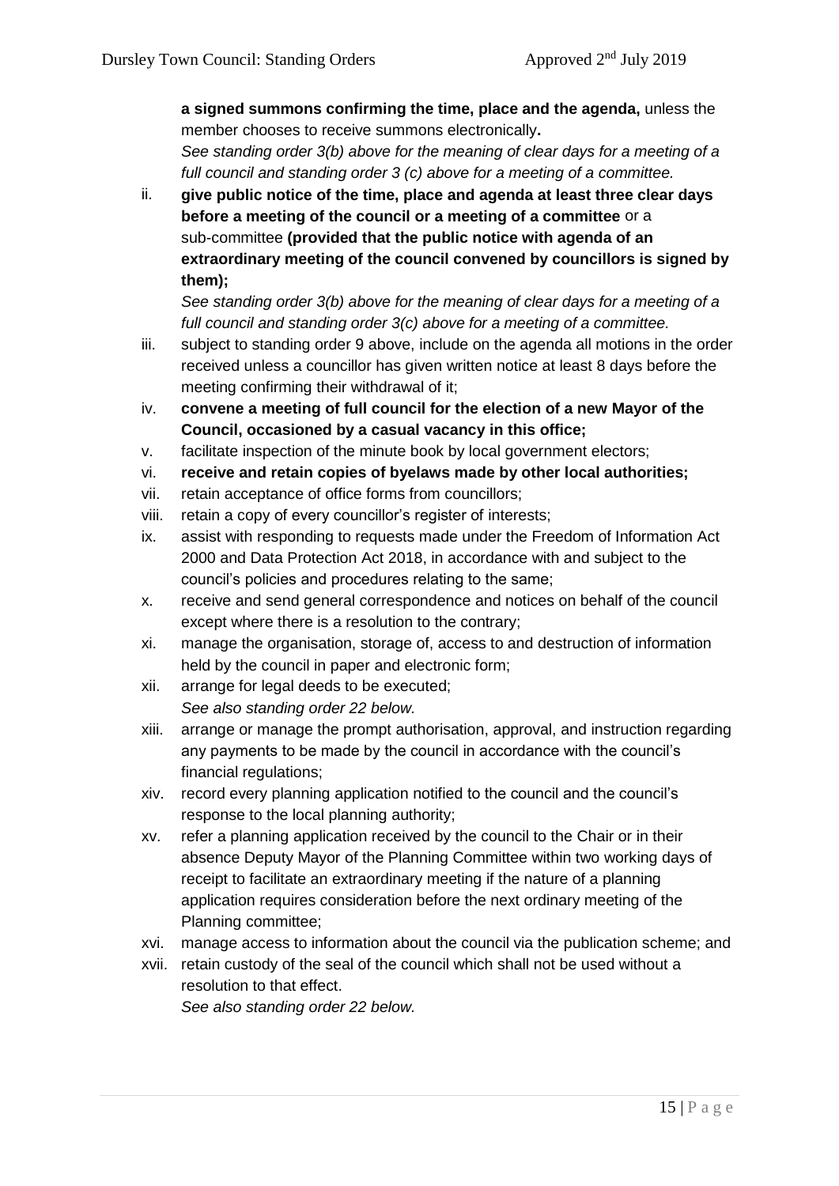**a signed summons confirming the time, place and the agenda,** unless the member chooses to receive summons electronically**.**
*See standing order 3(b) above for the meaning of clear days for a meeting of a full council and standing order 3 (c) above for a meeting of a committee.*

ii. **give public notice of the time, place and agenda at least three clear days before a meeting of the council or a meeting of a committee** or a sub-committee **(provided that the public notice with agenda of an extraordinary meeting of the council convened by councillors is signed by them);**
*See standing order 3(b) above for the meaning of clear days for a meeting of a full council and standing order 3(c) above for a meeting of a committee.*

iii. subject to standing order 9 above, include on the agenda all motions in the order received unless a councillor has given written notice at least 8 days before the meeting confirming their withdrawal of it;

iv. **convene a meeting of full council for the election of a new Mayor of the Council, occasioned by a casual vacancy in this office;**

v. facilitate inspection of the minute book by local government electors;

vi. **receive and retain copies of byelaws made by other local authorities;**

vii. retain acceptance of office forms from councillors;

viii. retain a copy of every councillor's register of interests;

ix. assist with responding to requests made under the Freedom of Information Act 2000 and Data Protection Act 2018, in accordance with and subject to the council's policies and procedures relating to the same;

x. receive and send general correspondence and notices on behalf of the council except where there is a resolution to the contrary;

xi. manage the organisation, storage of, access to and destruction of information held by the council in paper and electronic form;

xii. arrange for legal deeds to be executed;
*See also standing order 22 below.*

xiii. arrange or manage the prompt authorisation, approval, and instruction regarding any payments to be made by the council in accordance with the council's financial regulations;

xiv. record every planning application notified to the council and the council's response to the local planning authority;

xv. refer a planning application received by the council to the Chair or in their absence Deputy Mayor of the Planning Committee within two working days of receipt to facilitate an extraordinary meeting if the nature of a planning application requires consideration before the next ordinary meeting of the Planning committee;

xvi. manage access to information about the council via the publication scheme; and

xvii. retain custody of the seal of the council which shall not be used without a resolution to that effect.
*See also standing order 22 below.*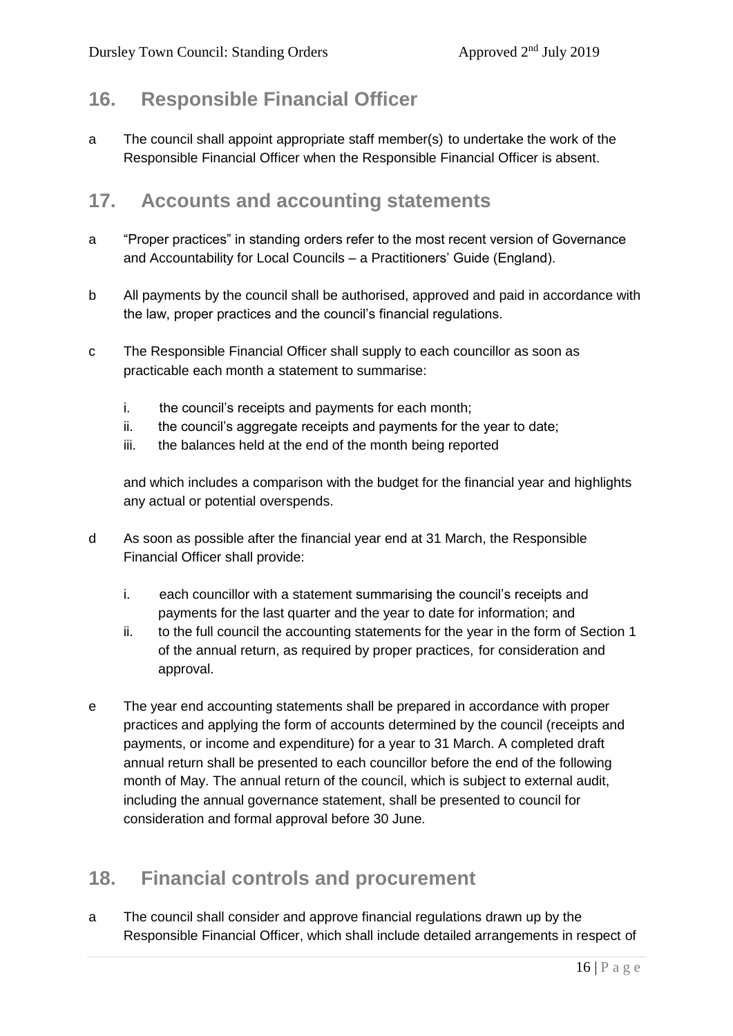## 16. Responsible Financial Officer

a The council shall appoint appropriate staff member(s) to undertake the work of the Responsible Financial Officer when the Responsible Financial Officer is absent.

## 17. Accounts and accounting statements

a "Proper practices" in standing orders refer to the most recent version of Governance and Accountability for Local Councils – a Practitioners' Guide (England).

b All payments by the council shall be authorised, approved and paid in accordance with the law, proper practices and the council's financial regulations.

c The Responsible Financial Officer shall supply to each councillor as soon as practicable each month a statement to summarise:

  i. the council's receipts and payments for each month;
  ii. the council's aggregate receipts and payments for the year to date;
  iii. the balances held at the end of the month being reported

  and which includes a comparison with the budget for the financial year and highlights any actual or potential overspends.

d As soon as possible after the financial year end at 31 March, the Responsible Financial Officer shall provide:

  i. each councillor with a statement summarising the council's receipts and payments for the last quarter and the year to date for information; and
  ii. to the full council the accounting statements for the year in the form of Section 1 of the annual return, as required by proper practices, for consideration and approval.

e The year end accounting statements shall be prepared in accordance with proper practices and applying the form of accounts determined by the council (receipts and payments, or income and expenditure) for a year to 31 March. A completed draft annual return shall be presented to each councillor before the end of the following month of May. The annual return of the council, which is subject to external audit, including the annual governance statement, shall be presented to council for consideration and formal approval before 30 June.

## 18. Financial controls and procurement

a The council shall consider and approve financial regulations drawn up by the Responsible Financial Officer, which shall include detailed arrangements in respect of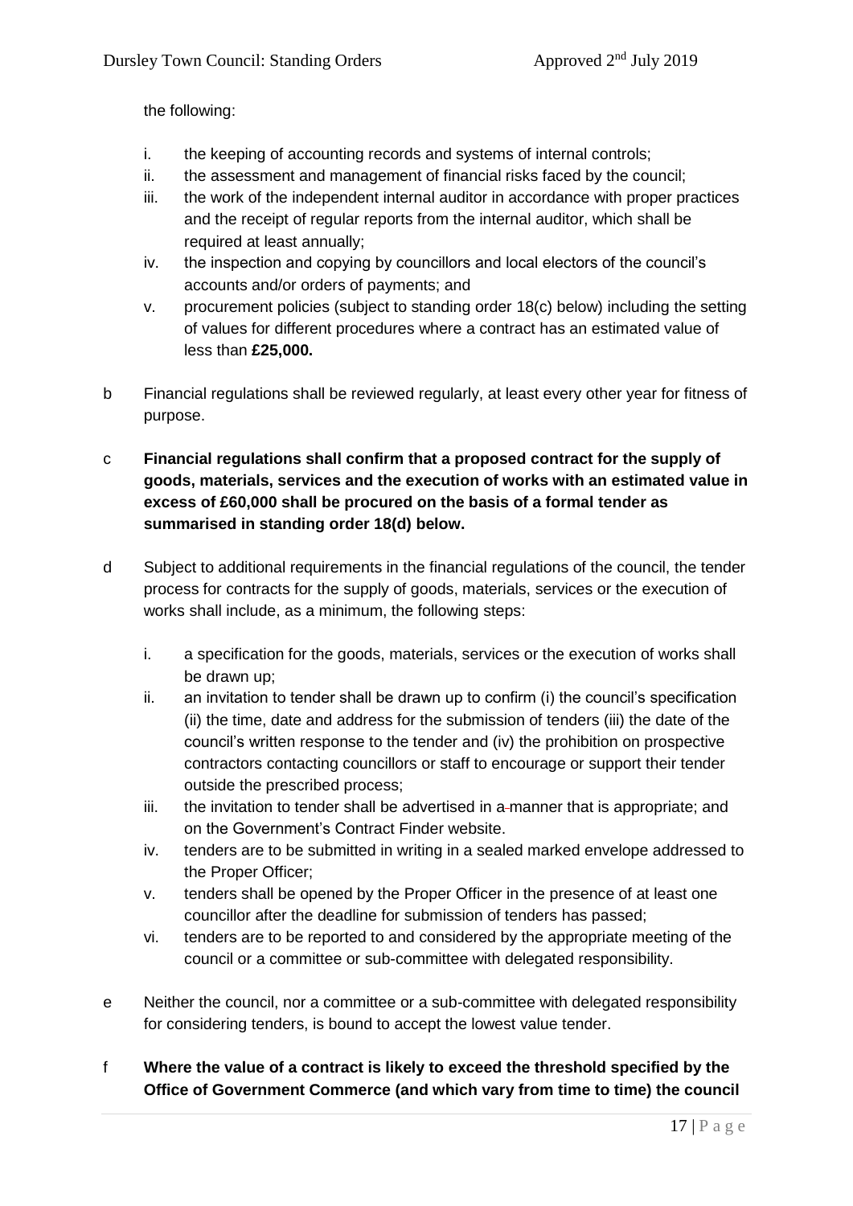the following:

i. the keeping of accounting records and systems of internal controls;
ii. the assessment and management of financial risks faced by the council;
iii. the work of the independent internal auditor in accordance with proper practices and the receipt of regular reports from the internal auditor, which shall be required at least annually;
iv. the inspection and copying by councillors and local electors of the council's accounts and/or orders of payments; and
v. procurement policies (subject to standing order 18(c) below) including the setting of values for different procedures where a contract has an estimated value of less than **£25,000.**

b Financial regulations shall be reviewed regularly, at least every other year for fitness of purpose.

c **Financial regulations shall confirm that a proposed contract for the supply of goods, materials, services and the execution of works with an estimated value in excess of £60,000 shall be procured on the basis of a formal tender as summarised in standing order 18(d) below.**

d Subject to additional requirements in the financial regulations of the council, the tender process for contracts for the supply of goods, materials, services or the execution of works shall include, as a minimum, the following steps:

i. a specification for the goods, materials, services or the execution of works shall be drawn up;
ii. an invitation to tender shall be drawn up to confirm (i) the council's specification (ii) the time, date and address for the submission of tenders (iii) the date of the council's written response to the tender and (iv) the prohibition on prospective contractors contacting councillors or staff to encourage or support their tender outside the prescribed process;
iii. the invitation to tender shall be advertised in a manner that is appropriate; and on the Government's Contract Finder website.
iv. tenders are to be submitted in writing in a sealed marked envelope addressed to the Proper Officer;
v. tenders shall be opened by the Proper Officer in the presence of at least one councillor after the deadline for submission of tenders has passed;
vi. tenders are to be reported to and considered by the appropriate meeting of the council or a committee or sub-committee with delegated responsibility.

e Neither the council, nor a committee or a sub-committee with delegated responsibility for considering tenders, is bound to accept the lowest value tender.

f **Where the value of a contract is likely to exceed the threshold specified by the Office of Government Commerce (and which vary from time to time) the council**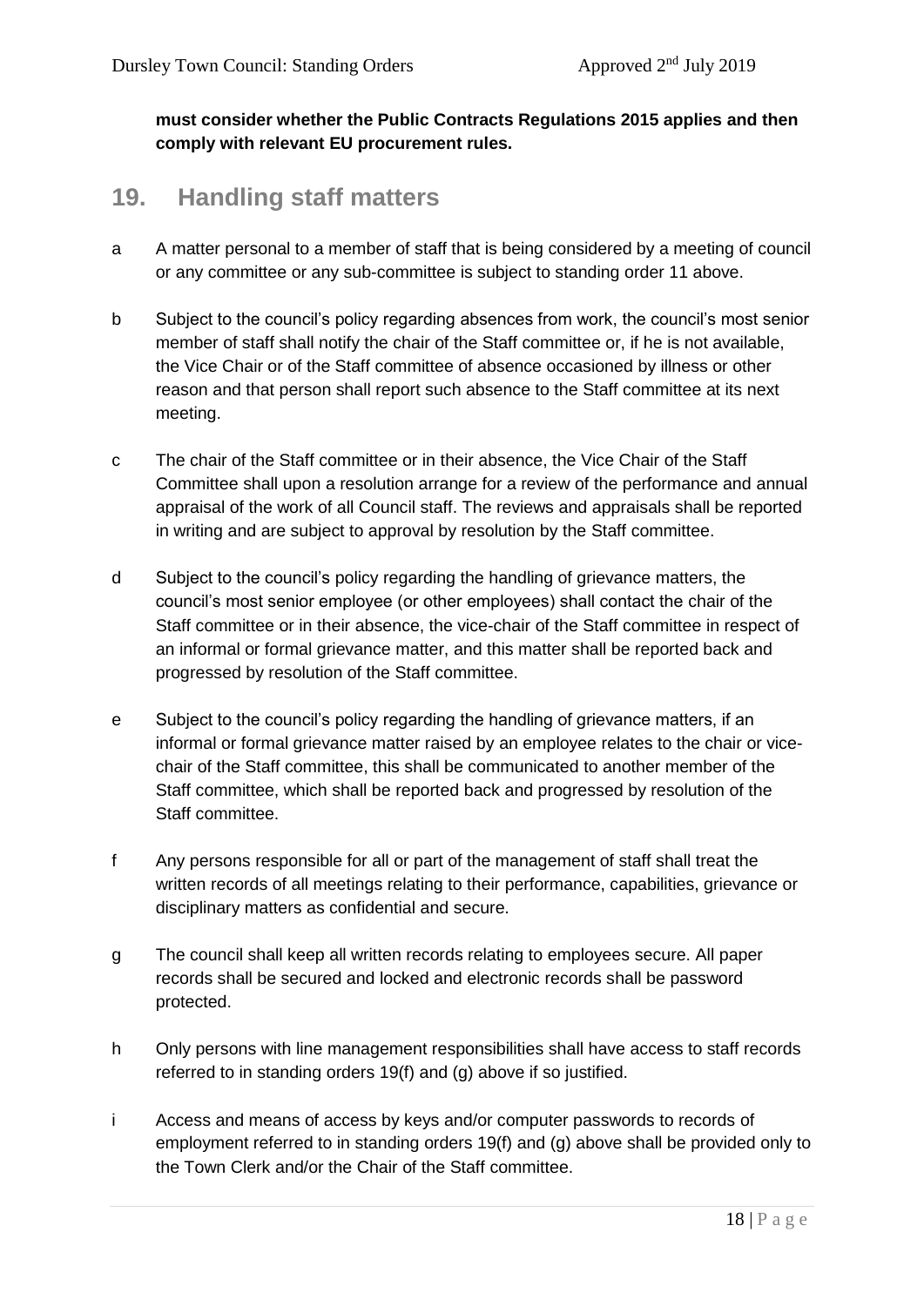**must consider whether the Public Contracts Regulations 2015 applies and then comply with relevant EU procurement rules.**

## 19. Handling staff matters

a A matter personal to a member of staff that is being considered by a meeting of council or any committee or any sub-committee is subject to standing order 11 above.

b Subject to the council's policy regarding absences from work, the council's most senior member of staff shall notify the chair of the Staff committee or, if he is not available, the Vice Chair or of the Staff committee of absence occasioned by illness or other reason and that person shall report such absence to the Staff committee at its next meeting.

c The chair of the Staff committee or in their absence, the Vice Chair of the Staff Committee shall upon a resolution arrange for a review of the performance and annual appraisal of the work of all Council staff. The reviews and appraisals shall be reported in writing and are subject to approval by resolution by the Staff committee.

d Subject to the council's policy regarding the handling of grievance matters, the council's most senior employee (or other employees) shall contact the chair of the Staff committee or in their absence, the vice-chair of the Staff committee in respect of an informal or formal grievance matter, and this matter shall be reported back and progressed by resolution of the Staff committee.

e Subject to the council's policy regarding the handling of grievance matters, if an informal or formal grievance matter raised by an employee relates to the chair or vice-chair of the Staff committee, this shall be communicated to another member of the Staff committee, which shall be reported back and progressed by resolution of the Staff committee.

f Any persons responsible for all or part of the management of staff shall treat the written records of all meetings relating to their performance, capabilities, grievance or disciplinary matters as confidential and secure.

g The council shall keep all written records relating to employees secure. All paper records shall be secured and locked and electronic records shall be password protected.

h Only persons with line management responsibilities shall have access to staff records referred to in standing orders 19(f) and (g) above if so justified.

i Access and means of access by keys and/or computer passwords to records of employment referred to in standing orders 19(f) and (g) above shall be provided only to the Town Clerk and/or the Chair of the Staff committee.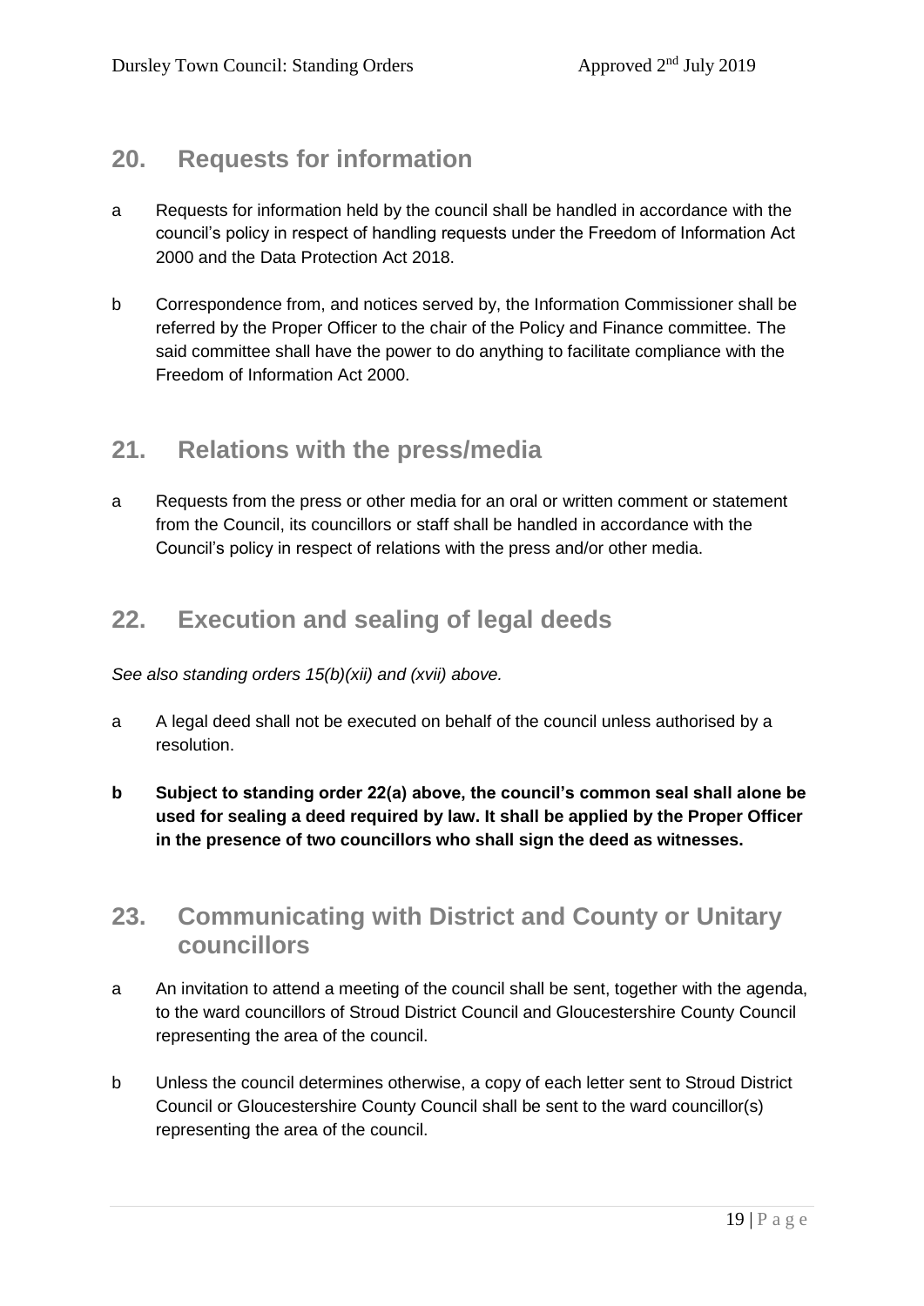## 20. Requests for information

a Requests for information held by the council shall be handled in accordance with the council's policy in respect of handling requests under the Freedom of Information Act 2000 and the Data Protection Act 2018.

b Correspondence from, and notices served by, the Information Commissioner shall be referred by the Proper Officer to the chair of the Policy and Finance committee. The said committee shall have the power to do anything to facilitate compliance with the Freedom of Information Act 2000.

## 21. Relations with the press/media

a Requests from the press or other media for an oral or written comment or statement from the Council, its councillors or staff shall be handled in accordance with the Council's policy in respect of relations with the press and/or other media.

## 22. Execution and sealing of legal deeds

*See also standing orders 15(b)(xii) and (xvii) above.*

a A legal deed shall not be executed on behalf of the council unless authorised by a resolution.

**b Subject to standing order 22(a) above, the council's common seal shall alone be used for sealing a deed required by law. It shall be applied by the Proper Officer in the presence of two councillors who shall sign the deed as witnesses.**

## 23. Communicating with District and County or Unitary councillors

a An invitation to attend a meeting of the council shall be sent, together with the agenda, to the ward councillors of Stroud District Council and Gloucestershire County Council representing the area of the council.

b Unless the council determines otherwise, a copy of each letter sent to Stroud District Council or Gloucestershire County Council shall be sent to the ward councillor(s) representing the area of the council.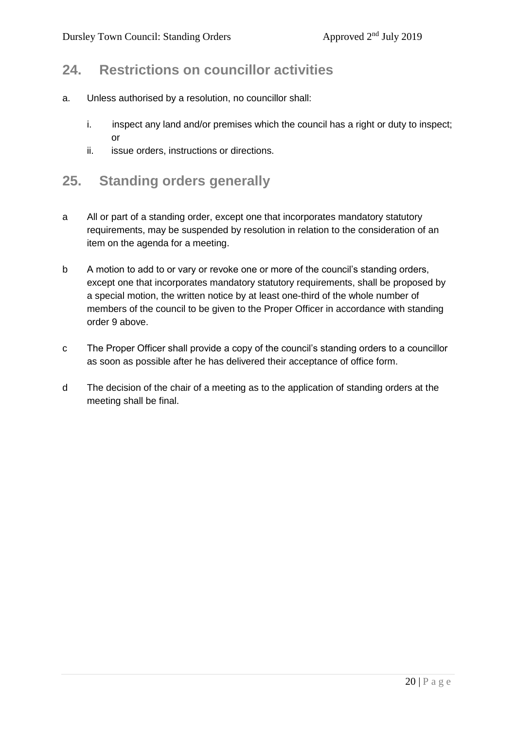## 24. Restrictions on councillor activities

a. Unless authorised by a resolution, no councillor shall:

  i. inspect any land and/or premises which the council has a right or duty to inspect; or
  ii. issue orders, instructions or directions.

## 25. Standing orders generally

a All or part of a standing order, except one that incorporates mandatory statutory requirements, may be suspended by resolution in relation to the consideration of an item on the agenda for a meeting.

b A motion to add to or vary or revoke one or more of the council's standing orders, except one that incorporates mandatory statutory requirements, shall be proposed by a special motion, the written notice by at least one-third of the whole number of members of the council to be given to the Proper Officer in accordance with standing order 9 above.

c The Proper Officer shall provide a copy of the council's standing orders to a councillor as soon as possible after he has delivered their acceptance of office form.

d The decision of the chair of a meeting as to the application of standing orders at the meeting shall be final.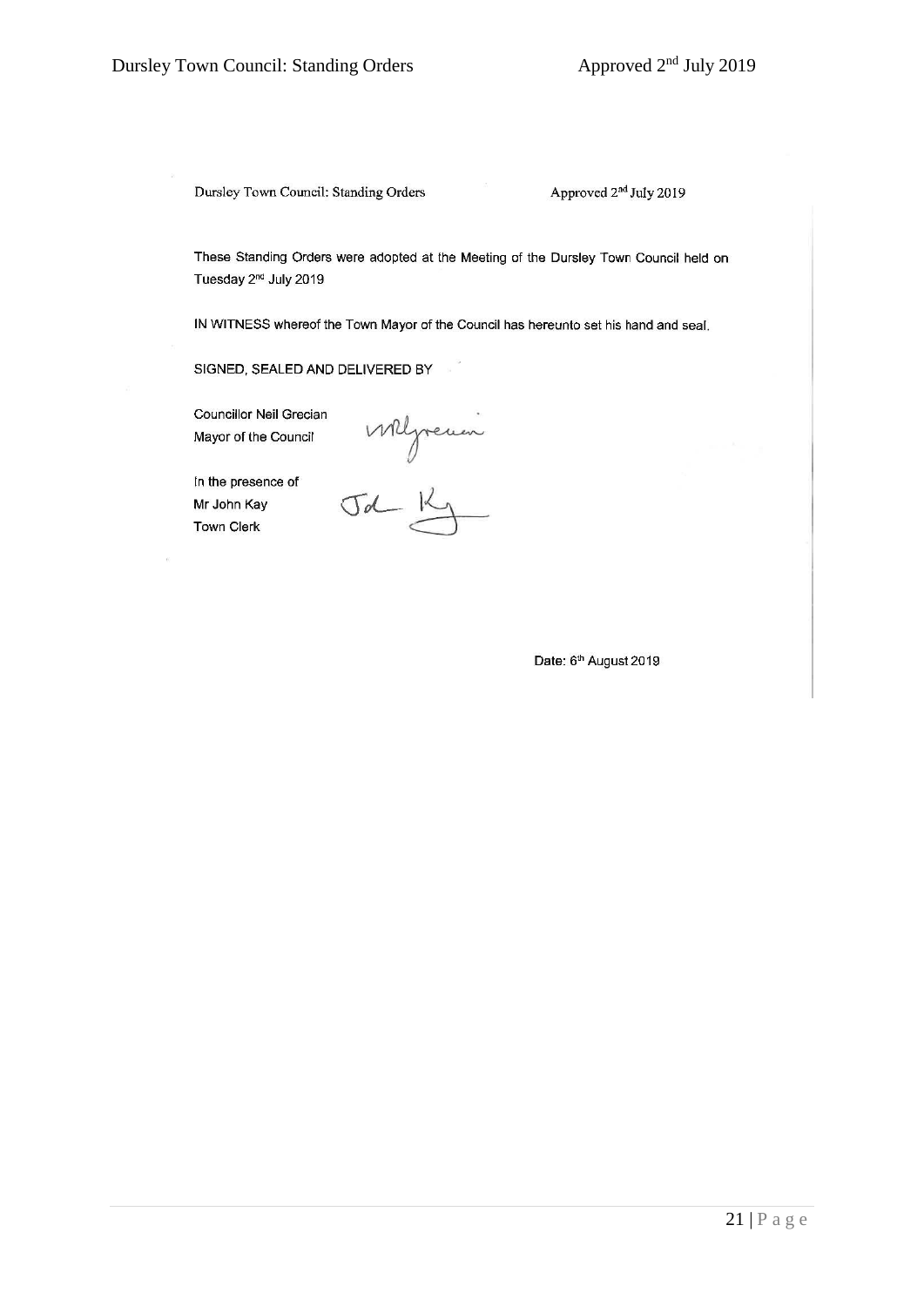Dursley Town Council: Standing Orders

Approved 2nd July 2019

These Standing Orders were adopted at the Meeting of the Dursley Town Council held on Tuesday 2nd July 2019

IN WITNESS whereof the Town Mayor of the Council has hereunto set his hand and seal.

SIGNED, SEALED AND DELIVERED BY

Councillor Neil Grecian
Mayor of the Council

In the presence of
Mr John Kay
Town Clerk

Date: 6th August 2019